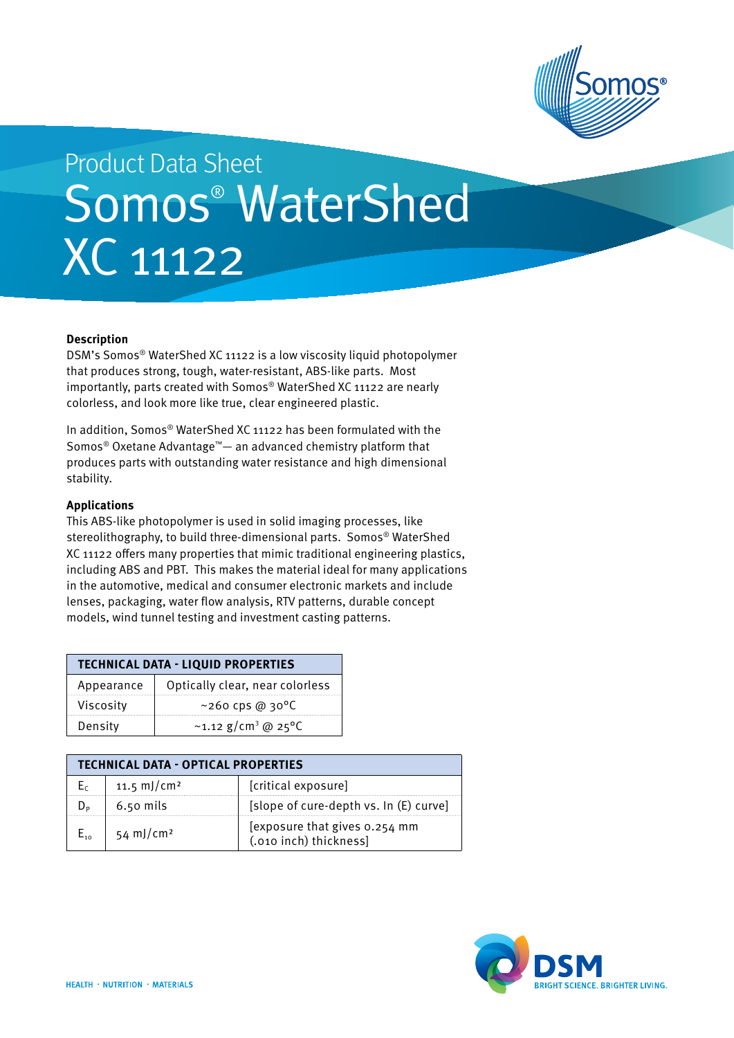Product Data Sheet

# Somos® WaterShed XC 11122

**Description**

DSM's Somos® WaterShed XC 11122 is a low viscosity liquid photopolymer that produces strong, tough, water-resistant, ABS-like parts. Most importantly, parts created with Somos® WaterShed XC 11122 are nearly colorless, and look more like true, clear engineered plastic.

In addition, Somos® WaterShed XC 11122 has been formulated with the Somos® Oxetane Advantage™— an advanced chemistry platform that produces parts with outstanding water resistance and high dimensional stability.

**Applications**

This ABS-like photopolymer is used in solid imaging processes, like stereolithography, to build three-dimensional parts. Somos® WaterShed XC 11122 offers many properties that mimic traditional engineering plastics, including ABS and PBT. This makes the material ideal for many applications in the automotive, medical and consumer electronic markets and include lenses, packaging, water flow analysis, RTV patterns, durable concept models, wind tunnel testing and investment casting patterns.

| TECHNICAL DATA - LIQUID PROPERTIES | |
|---|---|
| Appearance | Optically clear, near colorless |
| Viscosity | ~260 cps @ 30°C |
| Density | ~1.12 g/cm³ @ 25°C |

| TECHNICAL DATA - OPTICAL PROPERTIES | | |
|---|---|---|
| $E_c$ | 11.5 mJ/cm² | [critical exposure] |
| $D_p$ | 6.50 mils | [slope of cure-depth vs. ln (E) curve] |
| $E_{10}$ | 54 mJ/cm² | [exposure that gives 0.254 mm (.010 inch) thickness] |

HEALTH · NUTRITION · MATERIALS

DSM BRIGHT SCIENCE. BRIGHTER LIVING.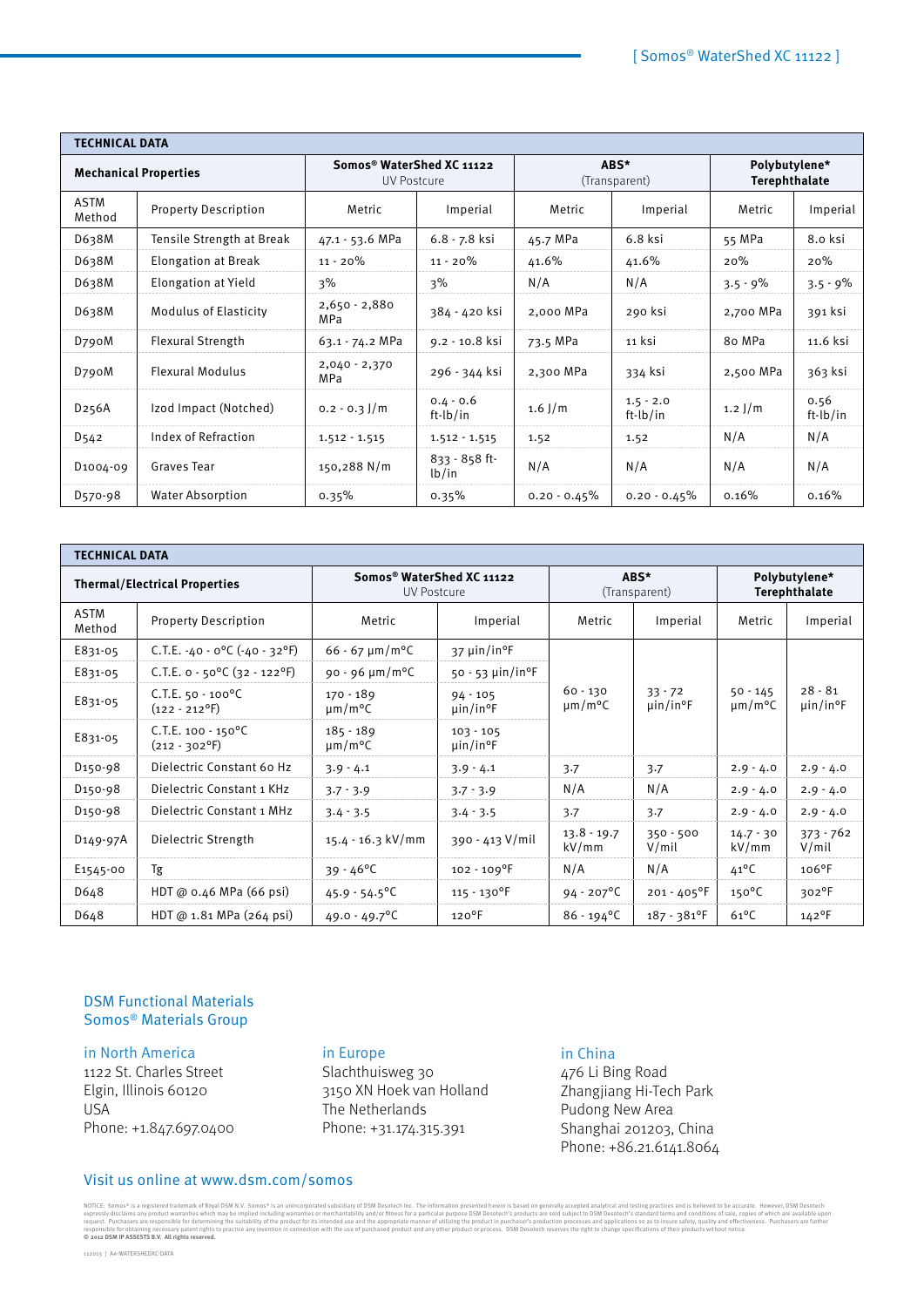## TECHNICAL DATA

| Mechanical Properties | | Somos® WaterShed XC 11122 UV Postcure | | ABS* (Transparent) | | Polybutylene* Terephthalate | |
|---|---|---|---|---|---|---|---|
| ASTM Method | Property Description | Metric | Imperial | Metric | Imperial | Metric | Imperial |
| D638M | Tensile Strength at Break | 47.1 - 53.6 MPa | 6.8 - 7.8 ksi | 45.7 MPa | 6.8 ksi | 55 MPa | 8.0 ksi |
| D638M | Elongation at Break | 11 - 20% | 11 - 20% | 41.6% | 41.6% | 20% | 20% |
| D638M | Elongation at Yield | 3% | 3% | N/A | N/A | 3.5 - 9% | 3.5 - 9% |
| D638M | Modulus of Elasticity | 2,650 - 2,880 MPa | 384 - 420 ksi | 2,000 MPa | 290 ksi | 2,700 MPa | 391 ksi |
| D790M | Flexural Strength | 63.1 - 74.2 MPa | 9.2 - 10.8 ksi | 73.5 MPa | 11 ksi | 80 MPa | 11.6 ksi |
| D790M | Flexural Modulus | 2,040 - 2,370 MPa | 296 - 344 ksi | 2,300 MPa | 334 ksi | 2,500 MPa | 363 ksi |
| D256A | Izod Impact (Notched) | 0.2 - 0.3 J/m | 0.4 - 0.6 ft-lb/in | 1.6 J/m | 1.5 - 2.0 ft-lb/in | 1.2 J/m | 0.56 ft-lb/in |
| D542 | Index of Refraction | 1.512 - 1.515 | 1.512 - 1.515 | 1.52 | 1.52 | N/A | N/A |
| D1004-09 | Graves Tear | 150,288 N/m | 833 - 858 ft-lb/in | N/A | N/A | N/A | N/A |
| D570-98 | Water Absorption | 0.35% | 0.35% | 0.20 - 0.45% | 0.20 - 0.45% | 0.16% | 0.16% |

## TECHNICAL DATA

| Thermal/Electrical Properties | | Somos® WaterShed XC 11122 UV Postcure | | ABS* (Transparent) | | Polybutylene* Terephthalate | |
|---|---|---|---|---|---|---|---|
| ASTM Method | Property Description | Metric | Imperial | Metric | Imperial | Metric | Imperial |
| E831-05 | C.T.E. -40 - 0°C (-40 - 32°F) | 66 - 67 μm/m°C | 37 μin/in°F | 60 - 130 μm/m°C | 33 - 72 μin/in°F | 50 - 145 μm/m°C | 28 - 81 μin/in°F |
| E831-05 | C.T.E. 0 - 50°C (32 - 122°F) | 90 - 96 μm/m°C | 50 - 53 μin/in°F | | | | |
| E831-05 | C.T.E. 50 - 100°C (122 - 212°F) | 170 - 189 μm/m°C | 94 - 105 μin/in°F | | | | |
| E831-05 | C.T.E. 100 - 150°C (212 - 302°F) | 185 - 189 μm/m°C | 103 - 105 μin/in°F | | | | |
| D150-98 | Dielectric Constant 60 Hz | 3.9 - 4.1 | 3.9 - 4.1 | 3.7 | 3.7 | 2.9 - 4.0 | 2.9 - 4.0 |
| D150-98 | Dielectric Constant 1 KHz | 3.7 - 3.9 | 3.7 - 3.9 | N/A | N/A | 2.9 - 4.0 | 2.9 - 4.0 |
| D150-98 | Dielectric Constant 1 MHz | 3.4 - 3.5 | 3.4 - 3.5 | 3.7 | 3.7 | 2.9 - 4.0 | 2.9 - 4.0 |
| D149-97A | Dielectric Strength | 15.4 - 16.3 kV/mm | 390 - 413 V/mil | 13.8 - 19.7 kV/mm | 350 - 500 V/mil | 14.7 - 30 kV/mm | 373 - 762 V/mil |
| E1545-00 | Tg | 39 - 46°C | 102 - 109°F | N/A | N/A | 41°C | 106°F |
| D648 | HDT @ 0.46 MPa (66 psi) | 45.9 - 54.5°C | 115 - 130°F | 94 - 207°C | 201 - 405°F | 150°C | 302°F |
| D648 | HDT @ 1.81 MPa (264 psi) | 49.0 - 49.7°C | 120°F | 86 - 194°C | 187 - 381°F | 61°C | 142°F |

DSM Functional Materials
Somos® Materials Group

**in North America**
1122 St. Charles Street
Elgin, Illinois 60120
USA
Phone: +1.847.697.0400

**in Europe**
Slachthuisweg 30
3150 XN Hoek van Holland
The Netherlands
Phone: +31.174.315.391

**in China**
476 Li Bing Road
Zhangjiang Hi-Tech Park
Pudong New Area
Shanghai 201203, China
Phone: +86.21.6141.8064

Visit us online at www.dsm.com/somos

NOTICE: Somos® is a registered trademark of Royal DSM N.V. Somos® is an unincorporated subsidiary of DSM Desotech Inc. The information presented herein is based on generally accepted analytical and testing practices and is believed to be accurate. However, DSM Desotech expressly disclaims any product warranties which may be implied including warranties or merchantability and/or fitness for a particular purpose DSM Desotech's products are sold subject to DSM Desotech's standard terms and conditions of sale, copies of which are available upon request. Purchasers are responsible for determining the suitability of the product for its intended use and the appropriate manner of utilizing the product in purchaser's production processes and applications so as to insure safety, quality and effectiveness. Purchasers are further responsible for obtaining necessary patent rights to practice any invention in connection with the use of purchased product and any other product or process. DSM Desotech reserves the right to change specifications of their products without notice.
**© 2012 DSM IP ASSESTS B.V. All rights reserved.**

112013 | A4-WATERSHEDXC-DATA